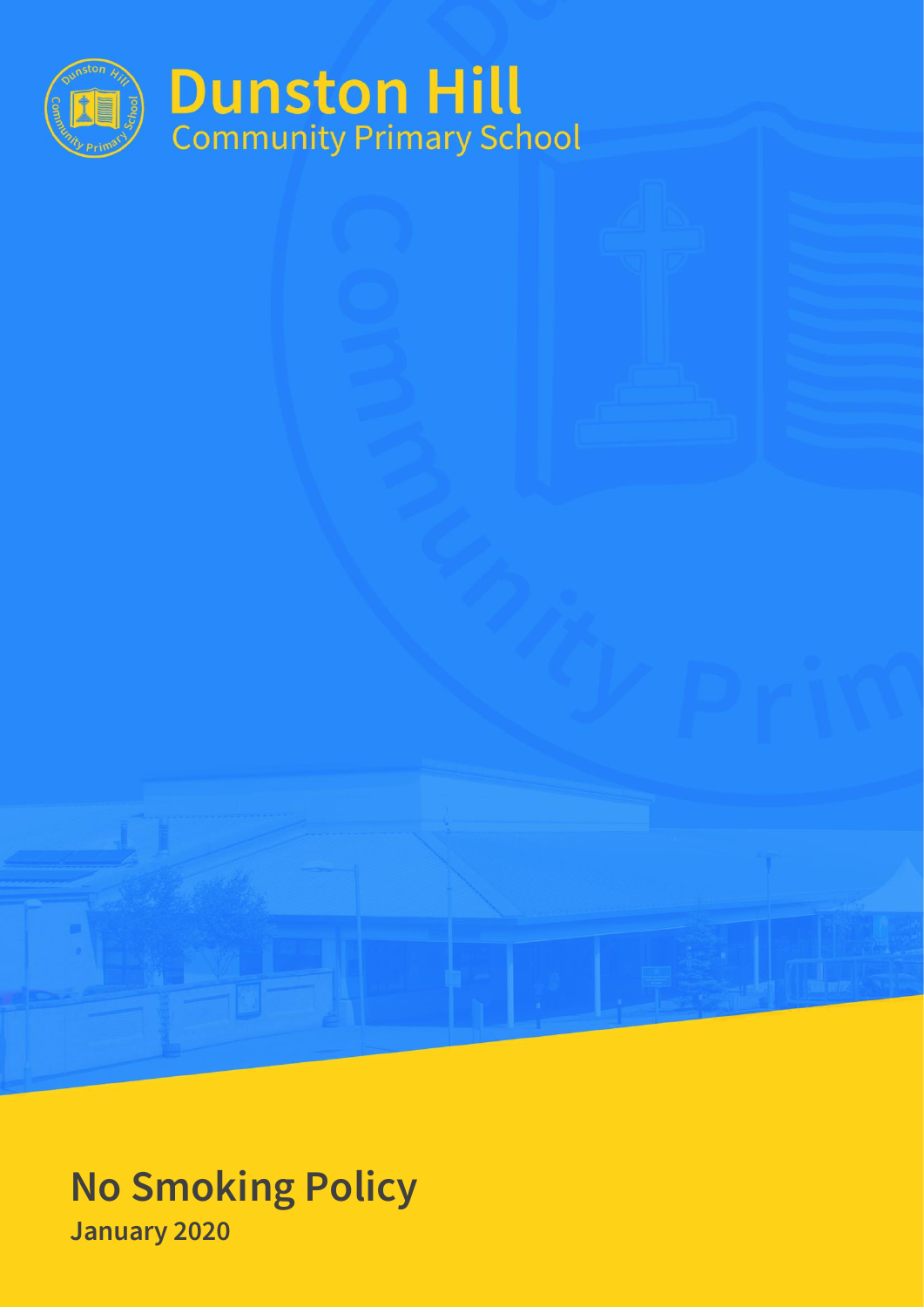# Dunston Hill

Community Primary School

# No Smoking Policy

**January 2020**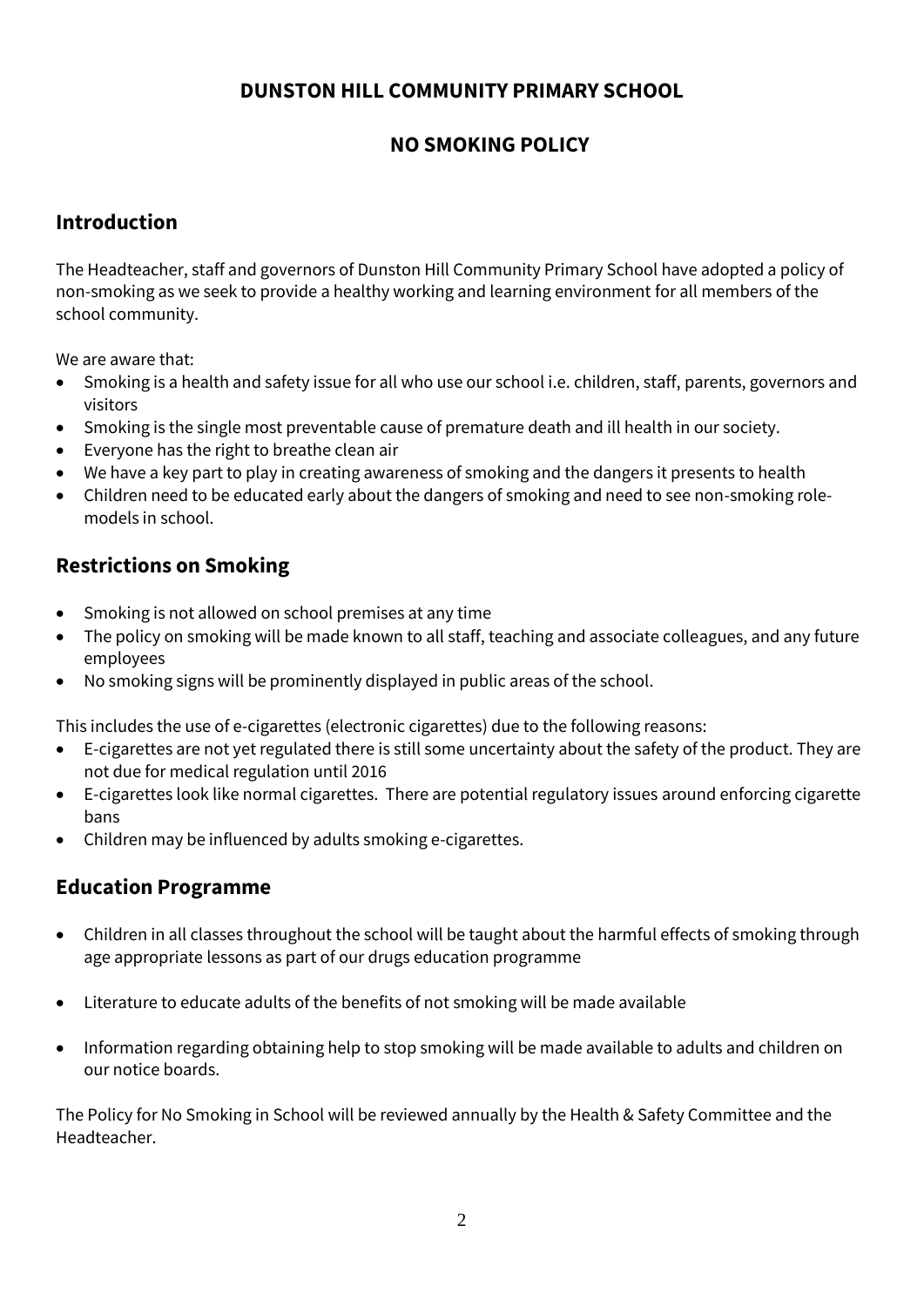**DUNSTON HILL COMMUNITY PRIMARY SCHOOL**

**NO SMOKING POLICY**

## Introduction

The Headteacher, staff and governors of Dunston Hill Community Primary School have adopted a policy of non-smoking as we seek to provide a healthy working and learning environment for all members of the school community.

We are aware that:

- Smoking is a health and safety issue for all who use our school i.e. children, staff, parents, governors and visitors
- Smoking is the single most preventable cause of premature death and ill health in our society.
- Everyone has the right to breathe clean air
- We have a key part to play in creating awareness of smoking and the dangers it presents to health
- Children need to be educated early about the dangers of smoking and need to see non-smoking role-models in school.

## Restrictions on Smoking

- Smoking is not allowed on school premises at any time
- The policy on smoking will be made known to all staff, teaching and associate colleagues, and any future employees
- No smoking signs will be prominently displayed in public areas of the school.

This includes the use of e-cigarettes (electronic cigarettes) due to the following reasons:

- E-cigarettes are not yet regulated there is still some uncertainty about the safety of the product. They are not due for medical regulation until 2016
- E-cigarettes look like normal cigarettes. There are potential regulatory issues around enforcing cigarette bans
- Children may be influenced by adults smoking e-cigarettes.

## Education Programme

- Children in all classes throughout the school will be taught about the harmful effects of smoking through age appropriate lessons as part of our drugs education programme
- Literature to educate adults of the benefits of not smoking will be made available
- Information regarding obtaining help to stop smoking will be made available to adults and children on our notice boards.

The Policy for No Smoking in School will be reviewed annually by the Health & Safety Committee and the Headteacher.